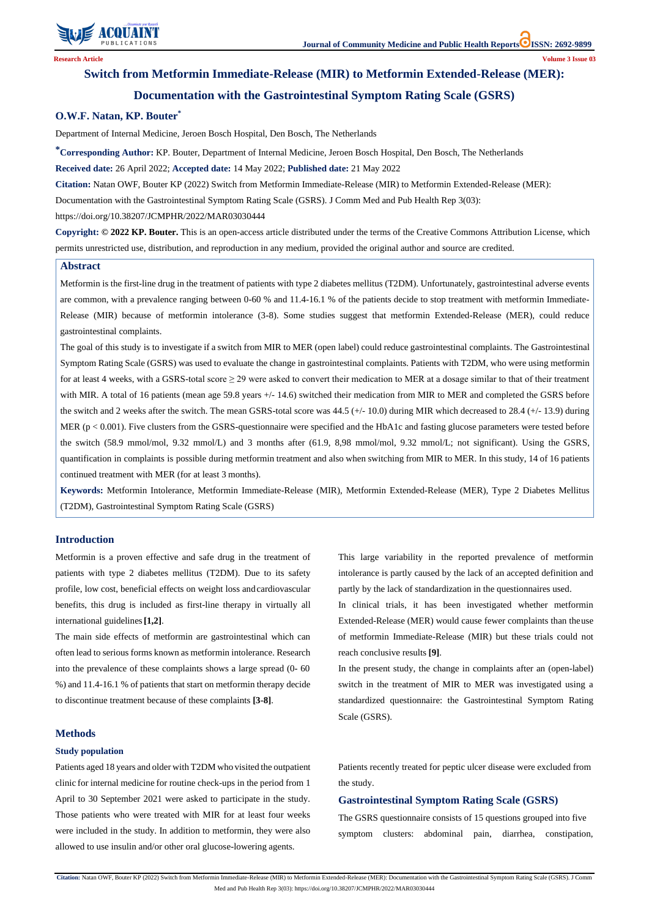Research Article

# Switch from Metformin Immediate-Release (MIR) to Metformin Extended-Release (MER): Documentation with the Gastrointestinal Symptom Rating Scale (GSRS)

**O.W.F. Natan, KP. Bouter***

Department of Internal Medicine, Jeroen Bosch Hospital, Den Bosch, The Netherlands

***Corresponding Author:** KP. Bouter, Department of Internal Medicine, Jeroen Bosch Hospital, Den Bosch, The Netherlands

**Received date:** 26 April 2022; **Accepted date:** 14 May 2022; **Published date:** 21 May 2022

**Citation:** Natan OWF, Bouter KP (2022) Switch from Metformin Immediate-Release (MIR) to Metformin Extended-Release (MER): Documentation with the Gastrointestinal Symptom Rating Scale (GSRS). J Comm Med and Pub Health Rep 3(03): https://doi.org/10.38207/JCMPHR/2022/MAR03030444

**Copyright: © 2022 KP. Bouter.** This is an open-access article distributed under the terms of the Creative Commons Attribution License, which permits unrestricted use, distribution, and reproduction in any medium, provided the original author and source are credited.

## Abstract

Metformin is the first-line drug in the treatment of patients with type 2 diabetes mellitus (T2DM). Unfortunately, gastrointestinal adverse events are common, with a prevalence ranging between 0-60 % and 11.4-16.1 % of the patients decide to stop treatment with metformin Immediate-Release (MIR) because of metformin intolerance (3-8). Some studies suggest that metformin Extended-Release (MER), could reduce gastrointestinal complaints.

The goal of this study is to investigate if a switch from MIR to MER (open label) could reduce gastrointestinal complaints. The Gastrointestinal Symptom Rating Scale (GSRS) was used to evaluate the change in gastrointestinal complaints. Patients with T2DM, who were using metformin for at least 4 weeks, with a GSRS-total score ≥ 29 were asked to convert their medication to MER at a dosage similar to that of their treatment with MIR. A total of 16 patients (mean age 59.8 years +/- 14.6) switched their medication from MIR to MER and completed the GSRS before the switch and 2 weeks after the switch. The mean GSRS-total score was 44.5 (+/- 10.0) during MIR which decreased to 28.4 (+/- 13.9) during MER ($p < 0.001$). Five clusters from the GSRS-questionnaire were specified and the HbA1c and fasting glucose parameters were tested before the switch (58.9 mmol/mol, 9.32 mmol/L) and 3 months after (61.9, 8,98 mmol/mol, 9.32 mmol/L; not significant). Using the GSRS, quantification in complaints is possible during metformin treatment and also when switching from MIR to MER. In this study, 14 of 16 patients continued treatment with MER (for at least 3 months).

**Keywords:** Metformin Intolerance, Metformin Immediate-Release (MIR), Metformin Extended-Release (MER), Type 2 Diabetes Mellitus (T2DM), Gastrointestinal Symptom Rating Scale (GSRS)

## Introduction

Metformin is a proven effective and safe drug in the treatment of patients with type 2 diabetes mellitus (T2DM). Due to its safety profile, low cost, beneficial effects on weight loss and cardiovascular benefits, this drug is included as first-line therapy in virtually all international guidelines **[1,2]**.

The main side effects of metformin are gastrointestinal which can often lead to serious forms known as metformin intolerance. Research into the prevalence of these complaints shows a large spread (0- 60 %) and 11.4-16.1 % of patients that start on metformin therapy decide to discontinue treatment because of these complaints **[3-8]**.

This large variability in the reported prevalence of metformin intolerance is partly caused by the lack of an accepted definition and partly by the lack of standardization in the questionnaires used.

In clinical trials, it has been investigated whether metformin Extended-Release (MER) would cause fewer complaints than the use of metformin Immediate-Release (MIR) but these trials could not reach conclusive results **[9]**.

In the present study, the change in complaints after an (open-label) switch in the treatment of MIR to MER was investigated using a standardized questionnaire: the Gastrointestinal Symptom Rating Scale (GSRS).

## Methods

### Study population

Patients aged 18 years and older with T2DM who visited the outpatient clinic for internal medicine for routine check-ups in the period from 1 April to 30 September 2021 were asked to participate in the study. Those patients who were treated with MIR for at least four weeks were included in the study. In addition to metformin, they were also allowed to use insulin and/or other oral glucose-lowering agents.

Patients recently treated for peptic ulcer disease were excluded from the study.

### Gastrointestinal Symptom Rating Scale (GSRS)

The GSRS questionnaire consists of 15 questions grouped into five symptom clusters: abdominal pain, diarrhea, constipation,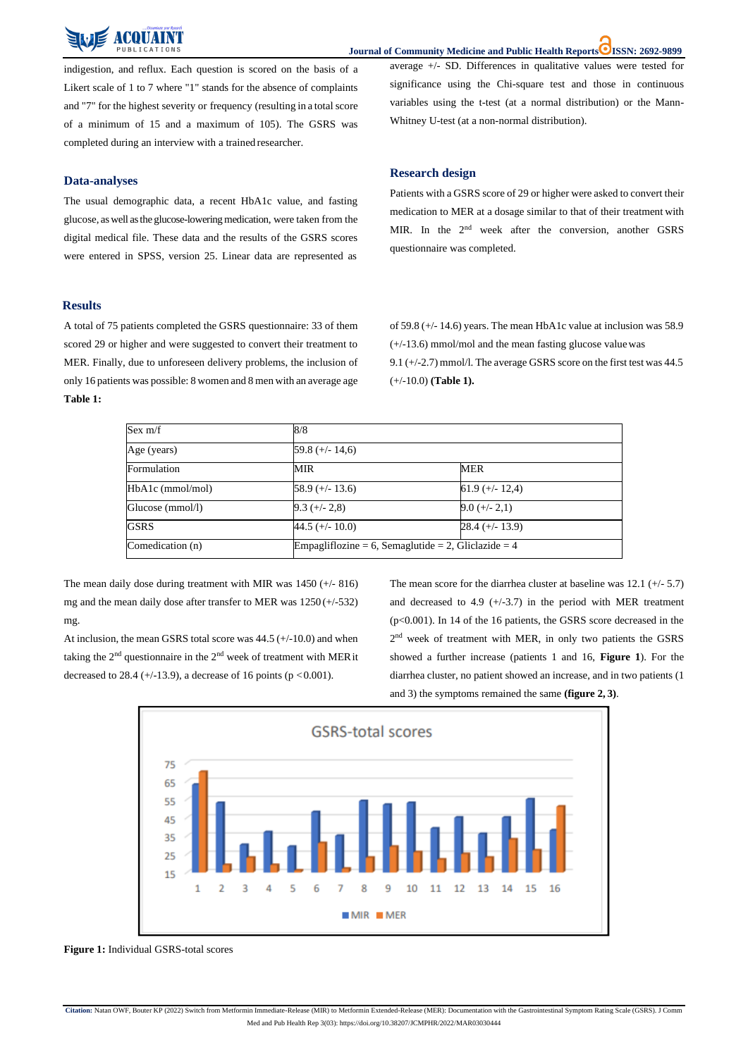indigestion, and reflux. Each question is scored on the basis of a Likert scale of 1 to 7 where "1" stands for the absence of complaints and "7" for the highest severity or frequency (resulting in a total score of a minimum of 15 and a maximum of 105). The GSRS was completed during an interview with a trained researcher.

## Data-analyses

The usual demographic data, a recent HbA1c value, and fasting glucose, as well as the glucose-lowering medication, were taken from the digital medical file. These data and the results of the GSRS scores were entered in SPSS, version 25. Linear data are represented as average +/- SD. Differences in qualitative values were tested for significance using the Chi-square test and those in continuous variables using the t-test (at a normal distribution) or the Mann-Whitney U-test (at a non-normal distribution).

## Research design

Patients with a GSRS score of 29 or higher were asked to convert their medication to MER at a dosage similar to that of their treatment with MIR. In the 2nd week after the conversion, another GSRS questionnaire was completed.

## Results

A total of 75 patients completed the GSRS questionnaire: 33 of them scored 29 or higher and were suggested to convert their treatment to MER. Finally, due to unforeseen delivery problems, the inclusion of only 16 patients was possible: 8 women and 8 men with an average age of 59.8 (+/- 14.6) years. The mean HbA1c value at inclusion was 58.9 (+/-13.6) mmol/mol and the mean fasting glucose value was 9.1 (+/-2.7) mmol/l. The average GSRS score on the first test was 44.5 (+/-10.0) **(Table 1).**

**Table 1:**

| Sex m/f | 8/8 | |
|---|---|---|
| Age (years) | 59.8 (+/- 14,6) | |
| Formulation | MIR | MER |
| HbA1c (mmol/mol) | 58.9 (+/- 13.6) | 61.9 (+/- 12,4) |
| Glucose (mmol/l) | 9.3 (+/- 2,8) | 9.0 (+/- 2,1) |
| GSRS | 44.5 (+/- 10.0) | 28.4 (+/- 13.9) |
| Comedication (n) | Empagliflozine = 6, Semaglutide = 2, Gliclazide = 4 | |

The mean daily dose during treatment with MIR was 1450 (+/- 816) mg and the mean daily dose after transfer to MER was 1250 (+/-532) mg.

At inclusion, the mean GSRS total score was 44.5 (+/-10.0) and when taking the 2nd questionnaire in the 2nd week of treatment with MER it decreased to 28.4 (+/-13.9), a decrease of 16 points ($p < 0.001$).

The mean score for the diarrhea cluster at baseline was 12.1 (+/- 5.7) and decreased to 4.9 (+/-3.7) in the period with MER treatment ($p<0.001$). In 14 of the 16 patients, the GSRS score decreased in the 2nd week of treatment with MER, in only two patients the GSRS showed a further increase (patients 1 and 16, **Figure 1**). For the diarrhea cluster, no patient showed an increase, and in two patients (1 and 3) the symptoms remained the same **(figure 2, 3)**.

**Figure 1:** Individual GSRS-total scores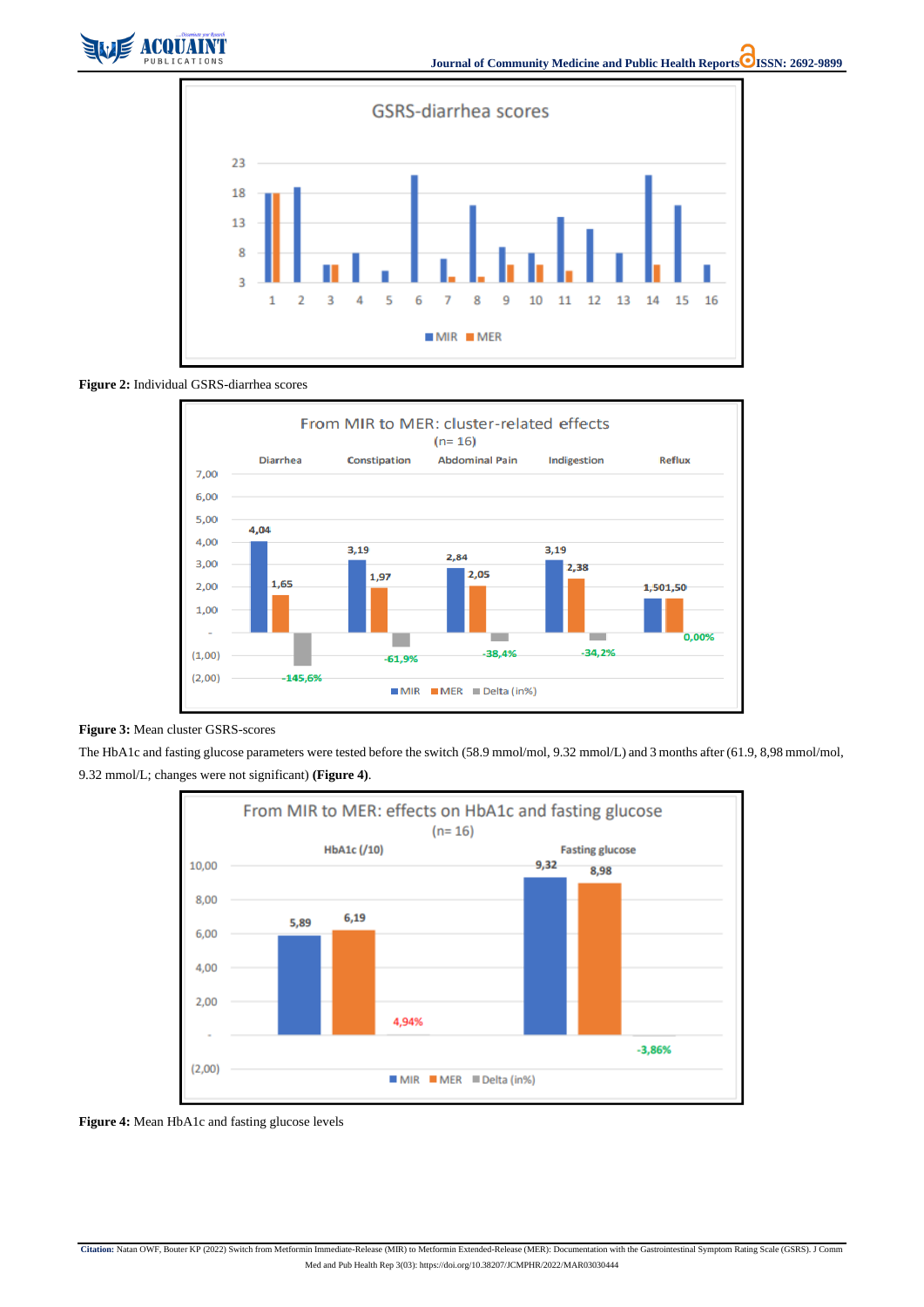**Figure 2:** Individual GSRS-diarrhea scores

**Figure 3:** Mean cluster GSRS-scores

The HbA1c and fasting glucose parameters were tested before the switch (58.9 mmol/mol, 9.32 mmol/L) and 3 months after (61.9, 8,98 mmol/mol, 9.32 mmol/L; changes were not significant) **(Figure 4)**.

**Figure 4:** Mean HbA1c and fasting glucose levels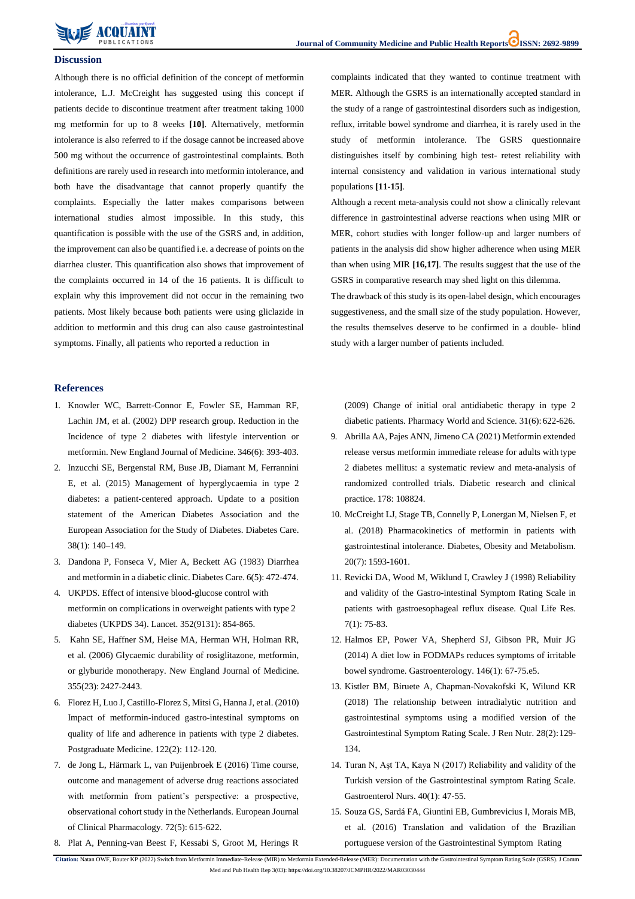## Discussion

Although there is no official definition of the concept of metformin intolerance, L.J. McCreight has suggested using this concept if patients decide to discontinue treatment after treatment taking 1000 mg metformin for up to 8 weeks **[10]**. Alternatively, metformin intolerance is also referred to if the dosage cannot be increased above 500 mg without the occurrence of gastrointestinal complaints. Both definitions are rarely used in research into metformin intolerance, and both have the disadvantage that cannot properly quantify the complaints. Especially the latter makes comparisons between international studies almost impossible. In this study, this quantification is possible with the use of the GSRS and, in addition, the improvement can also be quantified i.e. a decrease of points on the diarrhea cluster. This quantification also shows that improvement of the complaints occurred in 14 of the 16 patients. It is difficult to explain why this improvement did not occur in the remaining two patients. Most likely because both patients were using gliclazide in addition to metformin and this drug can also cause gastrointestinal symptoms. Finally, all patients who reported a reduction in complaints indicated that they wanted to continue treatment with MER. Although the GSRS is an internationally accepted standard in the study of a range of gastrointestinal disorders such as indigestion, reflux, irritable bowel syndrome and diarrhea, it is rarely used in the study of metformin intolerance. The GSRS questionnaire distinguishes itself by combining high test- retest reliability with internal consistency and validation in various international study populations **[11-15]**.

Although a recent meta-analysis could not show a clinically relevant difference in gastrointestinal adverse reactions when using MIR or MER, cohort studies with longer follow-up and larger numbers of patients in the analysis did show higher adherence when using MER than when using MIR **[16,17]**. The results suggest that the use of the GSRS in comparative research may shed light on this dilemma.

The drawback of this study is its open-label design, which encourages suggestiveness, and the small size of the study population. However, the results themselves deserve to be confirmed in a double- blind study with a larger number of patients included.

## References

1. Knowler WC, Barrett-Connor E, Fowler SE, Hamman RF, Lachin JM, et al. (2002) DPP research group. Reduction in the Incidence of type 2 diabetes with lifestyle intervention or metformin. New England Journal of Medicine. 346(6): 393-403.
2. Inzucchi SE, Bergenstal RM, Buse JB, Diamant M, Ferrannini E, et al. (2015) Management of hyperglycaemia in type 2 diabetes: a patient-centered approach. Update to a position statement of the American Diabetes Association and the European Association for the Study of Diabetes. Diabetes Care. 38(1): 140–149.
3. Dandona P, Fonseca V, Mier A, Beckett AG (1983) Diarrhea and metformin in a diabetic clinic. Diabetes Care. 6(5): 472-474.
4. UKPDS. Effect of intensive blood-glucose control with metformin on complications in overweight patients with type 2 diabetes (UKPDS 34). Lancet. 352(9131): 854-865.
5. Kahn SE, Haffner SM, Heise MA, Herman WH, Holman RR, et al. (2006) Glycaemic durability of rosiglitazone, metformin, or glyburide monotherapy. New England Journal of Medicine. 355(23): 2427-2443.
6. Florez H, Luo J, Castillo-Florez S, Mitsi G, Hanna J, et al. (2010) Impact of metformin-induced gastro-intestinal symptoms on quality of life and adherence in patients with type 2 diabetes. Postgraduate Medicine. 122(2): 112-120.
7. de Jong L, Härmark L, van Puijenbroek E (2016) Time course, outcome and management of adverse drug reactions associated with metformin from patient's perspective: a prospective, observational cohort study in the Netherlands. European Journal of Clinical Pharmacology. 72(5): 615-622.
8. Plat A, Penning-van Beest F, Kessabi S, Groot M, Herings R (2009) Change of initial oral antidiabetic therapy in type 2 diabetic patients. Pharmacy World and Science. 31(6): 622-626.
9. Abrilla AA, Pajes ANN, Jimeno CA (2021) Metformin extended release versus metformin immediate release for adults with type 2 diabetes mellitus: a systematic review and meta-analysis of randomized controlled trials. Diabetic research and clinical practice. 178: 108824.
10. McCreight LJ, Stage TB, Connelly P, Lonergan M, Nielsen F, et al. (2018) Pharmacokinetics of metformin in patients with gastrointestinal intolerance. Diabetes, Obesity and Metabolism. 20(7): 1593-1601.
11. Revicki DA, Wood M, Wiklund I, Crawley J (1998) Reliability and validity of the Gastro-intestinal Symptom Rating Scale in patients with gastroesophageal reflux disease. Qual Life Res. 7(1): 75-83.
12. Halmos EP, Power VA, Shepherd SJ, Gibson PR, Muir JG (2014) A diet low in FODMAPs reduces symptoms of irritable bowel syndrome. Gastroenterology. 146(1): 67-75.e5.
13. Kistler BM, Biruete A, Chapman-Novakofski K, Wilund KR (2018) The relationship between intradialytic nutrition and gastrointestinal symptoms using a modified version of the Gastrointestinal Symptom Rating Scale. J Ren Nutr. 28(2): 129-134.
14. Turan N, Aşt TA, Kaya N (2017) Reliability and validity of the Turkish version of the Gastrointestinal symptom Rating Scale. Gastroenterol Nurs. 40(1): 47-55.
15. Souza GS, Sardá FA, Giuntini EB, Gumbrevicius I, Morais MB, et al. (2016) Translation and validation of the Brazilian portuguese version of the Gastrointestinal Symptom Rating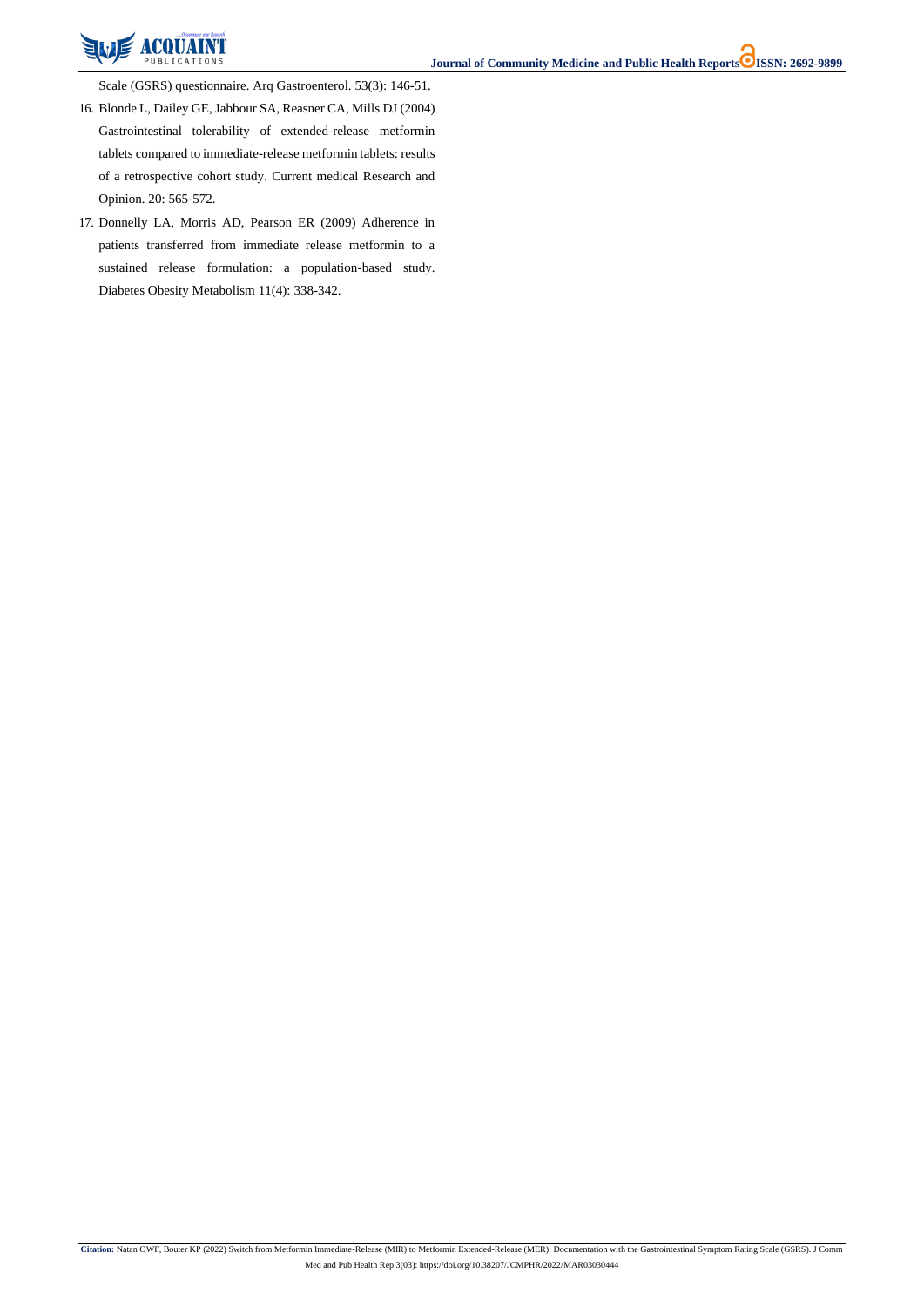Scale (GSRS) questionnaire. Arq Gastroenterol. 53(3): 146-51.

16. Blonde L, Dailey GE, Jabbour SA, Reasner CA, Mills DJ (2004) Gastrointestinal tolerability of extended-release metformin tablets compared to immediate-release metformin tablets: results of a retrospective cohort study. Current medical Research and Opinion. 20: 565-572.
17. Donnelly LA, Morris AD, Pearson ER (2009) Adherence in patients transferred from immediate release metformin to a sustained release formulation: a population-based study. Diabetes Obesity Metabolism 11(4): 338-342.